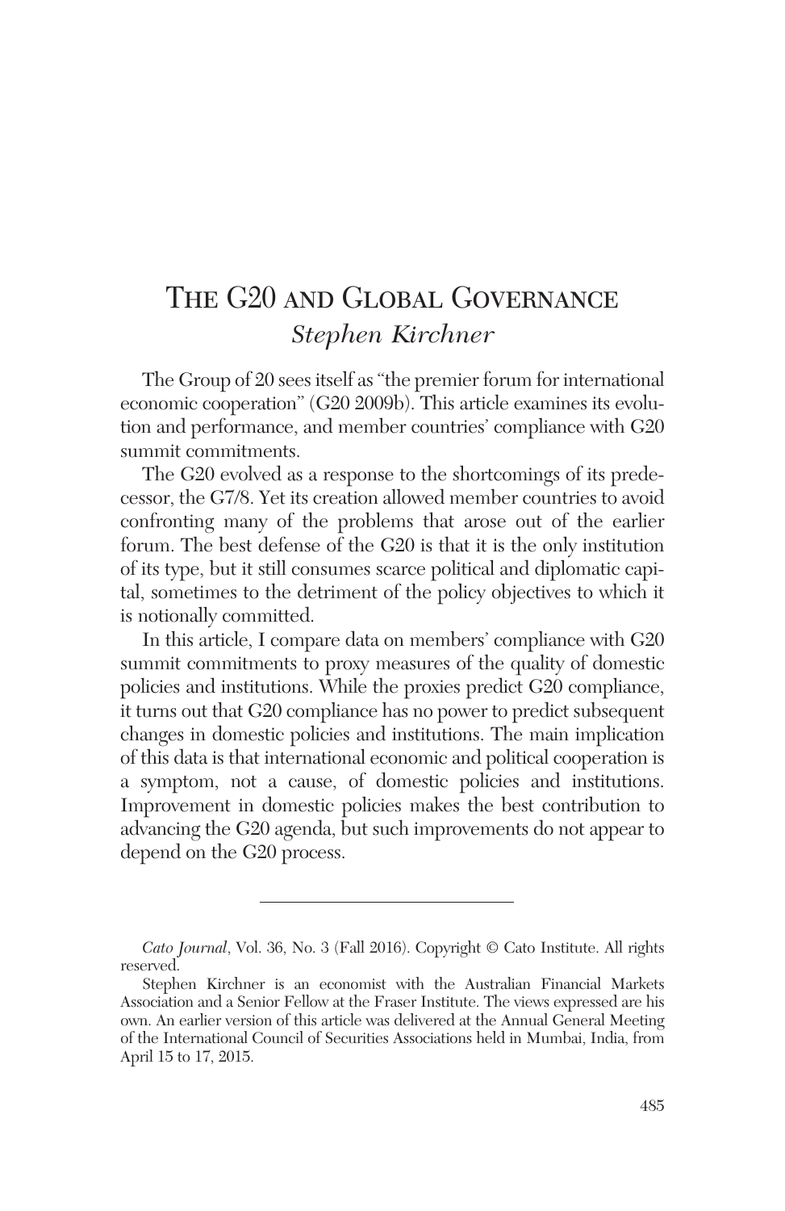# The G20 and Global Governance

*Stephen Kirchner*

The Group of 20 sees itself as "the premier forum for international economic cooperation" (G20 2009b). This article examines its evolution and performance, and member countries' compliance with G20 summit commitments.

The G20 evolved as a response to the shortcomings of its predecessor, the G7/8. Yet its creation allowed member countries to avoid confronting many of the problems that arose out of the earlier forum. The best defense of the G20 is that it is the only institution of its type, but it still consumes scarce political and diplomatic capital, sometimes to the detriment of the policy objectives to which it is notionally committed.

In this article, I compare data on members' compliance with G20 summit commitments to proxy measures of the quality of domestic policies and institutions. While the proxies predict G20 compliance, it turns out that G20 compliance has no power to predict subsequent changes in domestic policies and institutions. The main implication of this data is that international economic and political cooperation is a symptom, not a cause, of domestic policies and institutions. Improvement in domestic policies makes the best contribution to advancing the G20 agenda, but such improvements do not appear to depend on the G20 process.

---

*Cato Journal*, Vol. 36, No. 3 (Fall 2016). Copyright © Cato Institute. All rights reserved.

Stephen Kirchner is an economist with the Australian Financial Markets Association and a Senior Fellow at the Fraser Institute. The views expressed are his own. An earlier version of this article was delivered at the Annual General Meeting of the International Council of Securities Associations held in Mumbai, India, from April 15 to 17, 2015.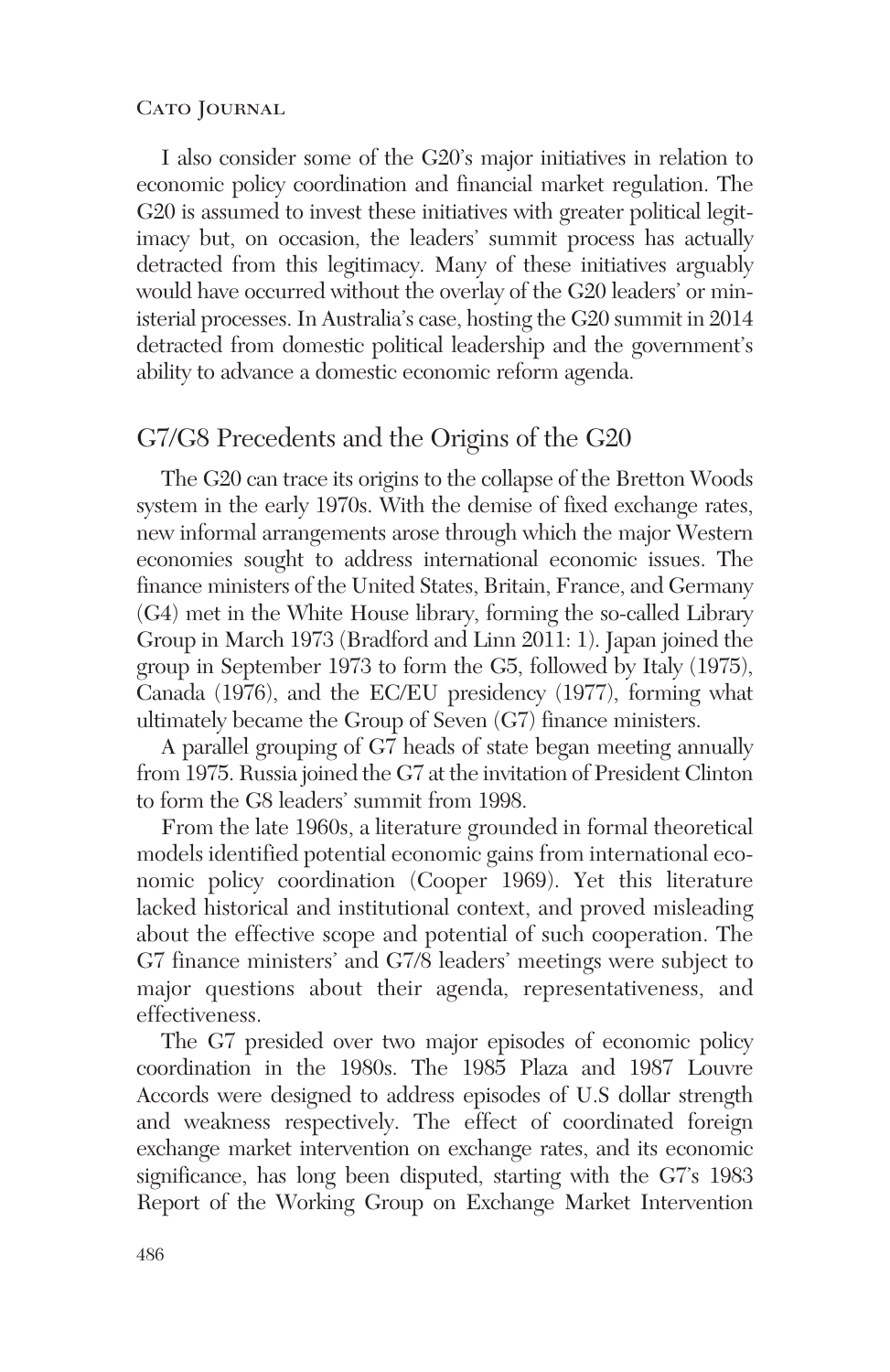I also consider some of the G20's major initiatives in relation to economic policy coordination and financial market regulation. The G20 is assumed to invest these initiatives with greater political legitimacy but, on occasion, the leaders' summit process has actually detracted from this legitimacy. Many of these initiatives arguably would have occurred without the overlay of the G20 leaders' or ministerial processes. In Australia's case, hosting the G20 summit in 2014 detracted from domestic political leadership and the government's ability to advance a domestic economic reform agenda.

## G7/G8 Precedents and the Origins of the G20

The G20 can trace its origins to the collapse of the Bretton Woods system in the early 1970s. With the demise of fixed exchange rates, new informal arrangements arose through which the major Western economies sought to address international economic issues. The finance ministers of the United States, Britain, France, and Germany (G4) met in the White House library, forming the so-called Library Group in March 1973 (Bradford and Linn 2011: 1). Japan joined the group in September 1973 to form the G5, followed by Italy (1975), Canada (1976), and the EC/EU presidency (1977), forming what ultimately became the Group of Seven (G7) finance ministers.

A parallel grouping of G7 heads of state began meeting annually from 1975. Russia joined the G7 at the invitation of President Clinton to form the G8 leaders' summit from 1998.

From the late 1960s, a literature grounded in formal theoretical models identified potential economic gains from international economic policy coordination (Cooper 1969). Yet this literature lacked historical and institutional context, and proved misleading about the effective scope and potential of such cooperation. The G7 finance ministers' and G7/8 leaders' meetings were subject to major questions about their agenda, representativeness, and effectiveness.

The G7 presided over two major episodes of economic policy coordination in the 1980s. The 1985 Plaza and 1987 Louvre Accords were designed to address episodes of U.S dollar strength and weakness respectively. The effect of coordinated foreign exchange market intervention on exchange rates, and its economic significance, has long been disputed, starting with the G7's 1983 Report of the Working Group on Exchange Market Intervention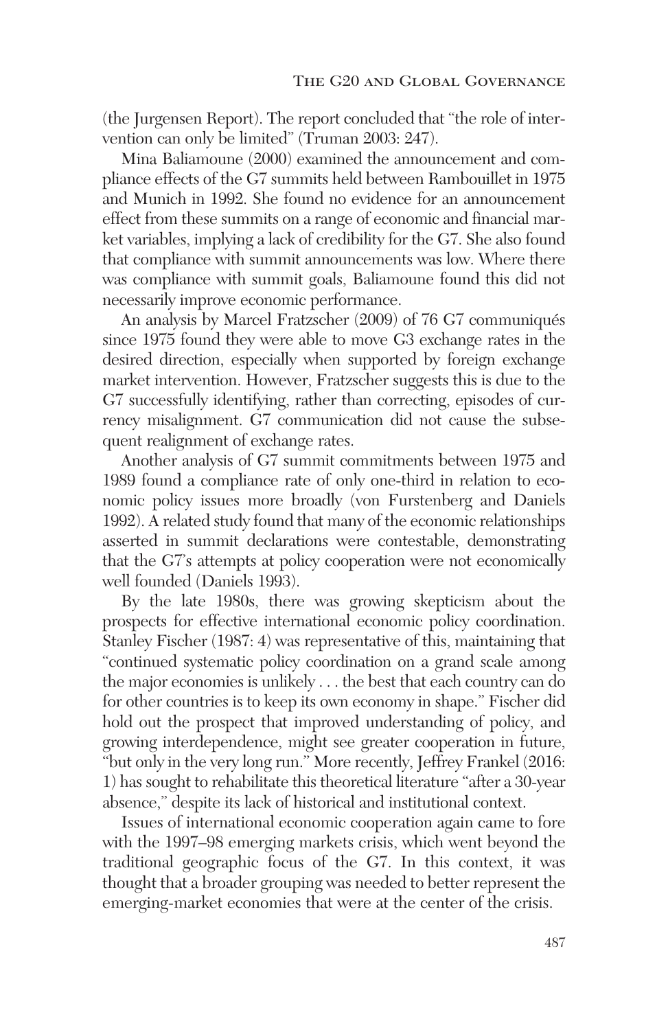(the Jurgensen Report). The report concluded that "the role of intervention can only be limited" (Truman 2003: 247).

Mina Baliamoune (2000) examined the announcement and compliance effects of the G7 summits held between Rambouillet in 1975 and Munich in 1992. She found no evidence for an announcement effect from these summits on a range of economic and financial market variables, implying a lack of credibility for the G7. She also found that compliance with summit announcements was low. Where there was compliance with summit goals, Baliamoune found this did not necessarily improve economic performance.

An analysis by Marcel Fratzscher (2009) of 76 G7 communiqués since 1975 found they were able to move G3 exchange rates in the desired direction, especially when supported by foreign exchange market intervention. However, Fratzscher suggests this is due to the G7 successfully identifying, rather than correcting, episodes of currency misalignment. G7 communication did not cause the subsequent realignment of exchange rates.

Another analysis of G7 summit commitments between 1975 and 1989 found a compliance rate of only one-third in relation to economic policy issues more broadly (von Furstenberg and Daniels 1992). A related study found that many of the economic relationships asserted in summit declarations were contestable, demonstrating that the G7's attempts at policy cooperation were not economically well founded (Daniels 1993).

By the late 1980s, there was growing skepticism about the prospects for effective international economic policy coordination. Stanley Fischer (1987: 4) was representative of this, maintaining that "continued systematic policy coordination on a grand scale among the major economies is unlikely . . . the best that each country can do for other countries is to keep its own economy in shape." Fischer did hold out the prospect that improved understanding of policy, and growing interdependence, might see greater cooperation in future, "but only in the very long run." More recently, Jeffrey Frankel (2016: 1) has sought to rehabilitate this theoretical literature "after a 30-year absence," despite its lack of historical and institutional context.

Issues of international economic cooperation again came to fore with the 1997–98 emerging markets crisis, which went beyond the traditional geographic focus of the G7. In this context, it was thought that a broader grouping was needed to better represent the emerging-market economies that were at the center of the crisis.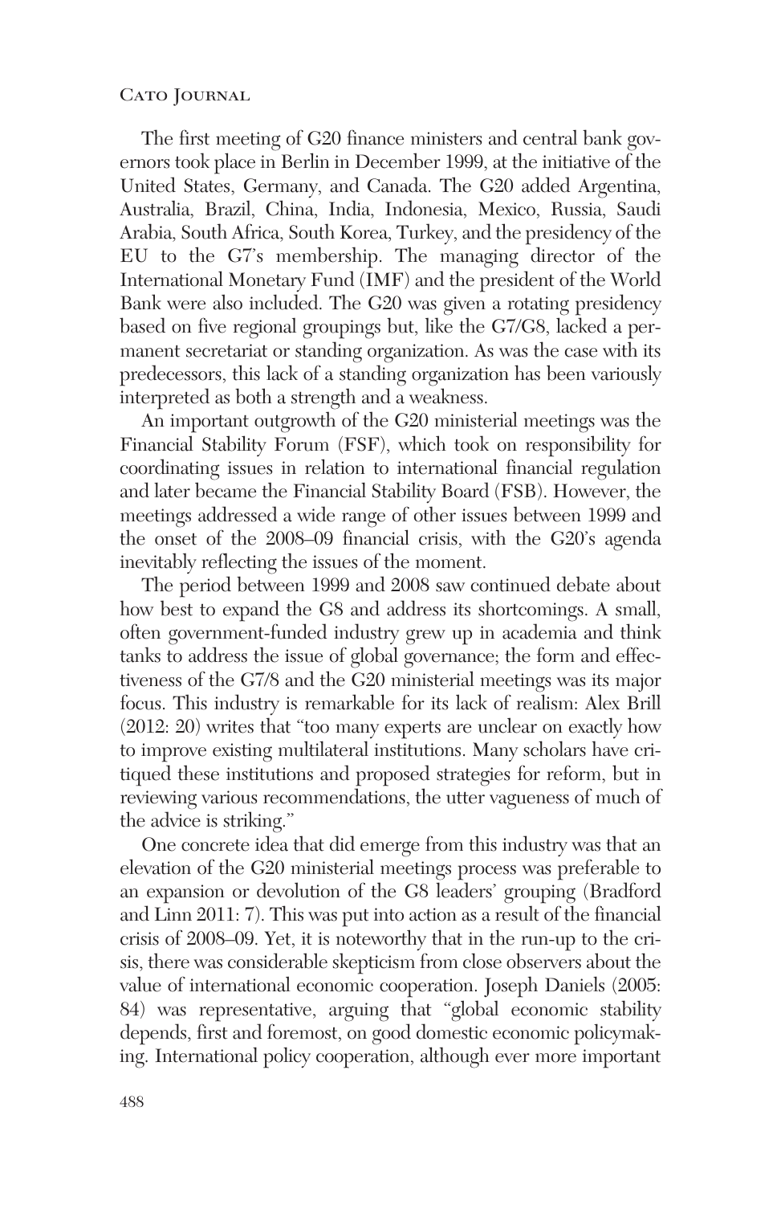The first meeting of G20 finance ministers and central bank governors took place in Berlin in December 1999, at the initiative of the United States, Germany, and Canada. The G20 added Argentina, Australia, Brazil, China, India, Indonesia, Mexico, Russia, Saudi Arabia, South Africa, South Korea, Turkey, and the presidency of the EU to the G7's membership. The managing director of the International Monetary Fund (IMF) and the president of the World Bank were also included. The G20 was given a rotating presidency based on five regional groupings but, like the G7/G8, lacked a permanent secretariat or standing organization. As was the case with its predecessors, this lack of a standing organization has been variously interpreted as both a strength and a weakness.

An important outgrowth of the G20 ministerial meetings was the Financial Stability Forum (FSF), which took on responsibility for coordinating issues in relation to international financial regulation and later became the Financial Stability Board (FSB). However, the meetings addressed a wide range of other issues between 1999 and the onset of the 2008–09 financial crisis, with the G20's agenda inevitably reflecting the issues of the moment.

The period between 1999 and 2008 saw continued debate about how best to expand the G8 and address its shortcomings. A small, often government-funded industry grew up in academia and think tanks to address the issue of global governance; the form and effectiveness of the G7/8 and the G20 ministerial meetings was its major focus. This industry is remarkable for its lack of realism: Alex Brill (2012: 20) writes that "too many experts are unclear on exactly how to improve existing multilateral institutions. Many scholars have critiqued these institutions and proposed strategies for reform, but in reviewing various recommendations, the utter vagueness of much of the advice is striking."

One concrete idea that did emerge from this industry was that an elevation of the G20 ministerial meetings process was preferable to an expansion or devolution of the G8 leaders' grouping (Bradford and Linn 2011: 7). This was put into action as a result of the financial crisis of 2008–09. Yet, it is noteworthy that in the run-up to the crisis, there was considerable skepticism from close observers about the value of international economic cooperation. Joseph Daniels (2005: 84) was representative, arguing that "global economic stability depends, first and foremost, on good domestic economic policymaking. International policy cooperation, although ever more important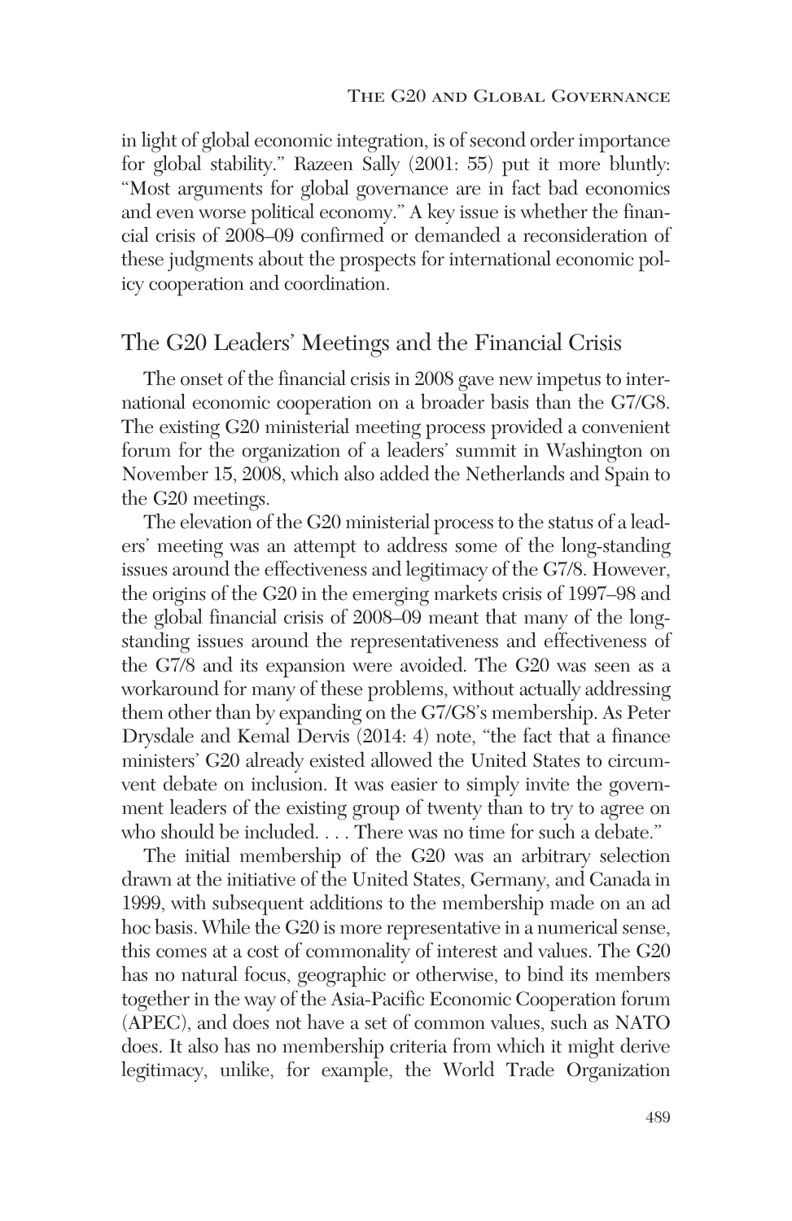in light of global economic integration, is of second order importance for global stability." Razeen Sally (2001: 55) put it more bluntly: "Most arguments for global governance are in fact bad economics and even worse political economy." A key issue is whether the financial crisis of 2008–09 confirmed or demanded a reconsideration of these judgments about the prospects for international economic policy cooperation and coordination.

## The G20 Leaders' Meetings and the Financial Crisis

The onset of the financial crisis in 2008 gave new impetus to international economic cooperation on a broader basis than the G7/G8. The existing G20 ministerial meeting process provided a convenient forum for the organization of a leaders' summit in Washington on November 15, 2008, which also added the Netherlands and Spain to the G20 meetings.

The elevation of the G20 ministerial process to the status of a leaders' meeting was an attempt to address some of the long-standing issues around the effectiveness and legitimacy of the G7/8. However, the origins of the G20 in the emerging markets crisis of 1997–98 and the global financial crisis of 2008–09 meant that many of the long-standing issues around the representativeness and effectiveness of the G7/8 and its expansion were avoided. The G20 was seen as a workaround for many of these problems, without actually addressing them other than by expanding on the G7/G8's membership. As Peter Drysdale and Kemal Dervis (2014: 4) note, "the fact that a finance ministers' G20 already existed allowed the United States to circumvent debate on inclusion. It was easier to simply invite the government leaders of the existing group of twenty than to try to agree on who should be included. . . . There was no time for such a debate."

The initial membership of the G20 was an arbitrary selection drawn at the initiative of the United States, Germany, and Canada in 1999, with subsequent additions to the membership made on an ad hoc basis. While the G20 is more representative in a numerical sense, this comes at a cost of commonality of interest and values. The G20 has no natural focus, geographic or otherwise, to bind its members together in the way of the Asia-Pacific Economic Cooperation forum (APEC), and does not have a set of common values, such as NATO does. It also has no membership criteria from which it might derive legitimacy, unlike, for example, the World Trade Organization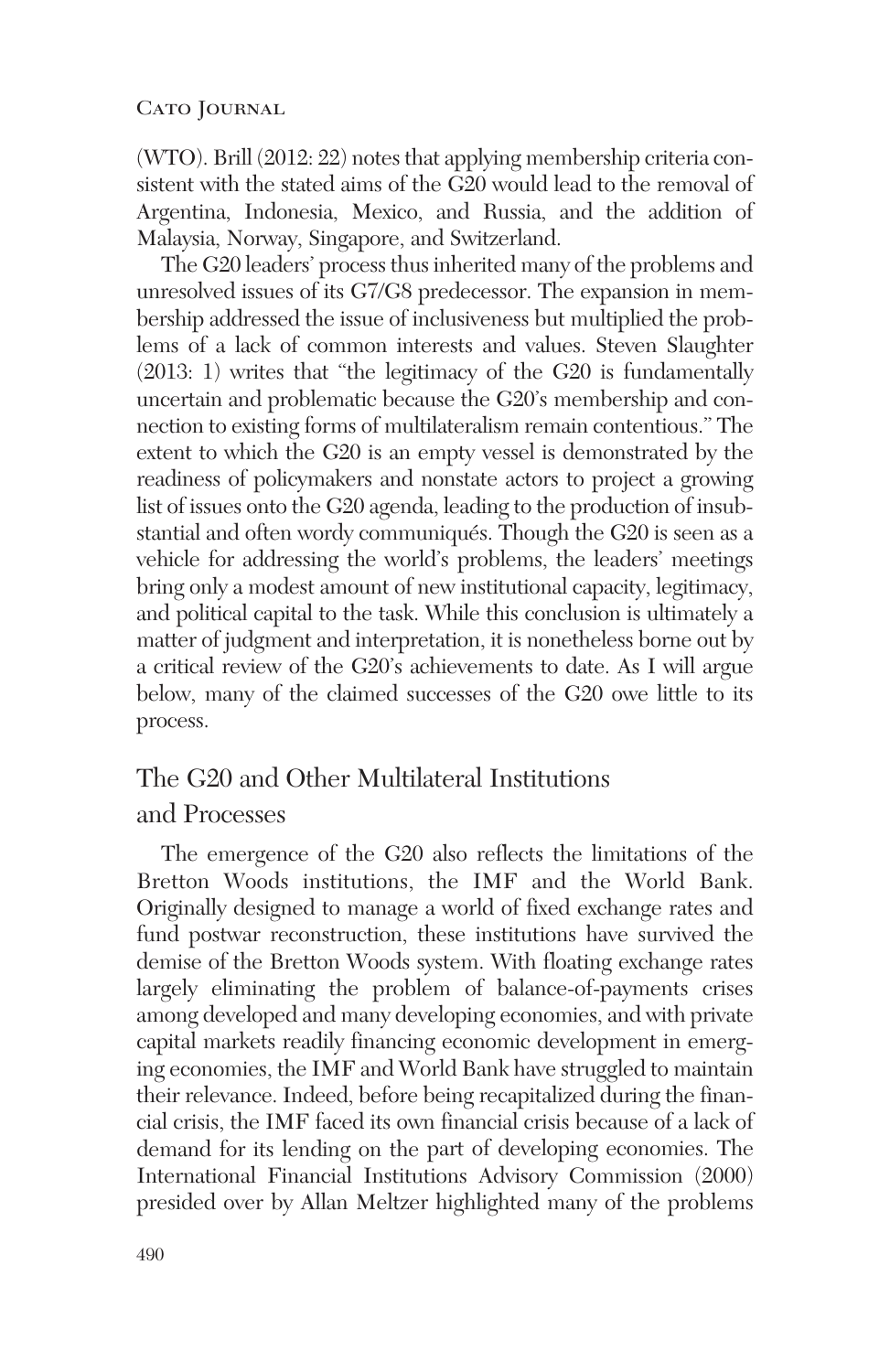(WTO). Brill (2012: 22) notes that applying membership criteria consistent with the stated aims of the G20 would lead to the removal of Argentina, Indonesia, Mexico, and Russia, and the addition of Malaysia, Norway, Singapore, and Switzerland.

The G20 leaders' process thus inherited many of the problems and unresolved issues of its G7/G8 predecessor. The expansion in membership addressed the issue of inclusiveness but multiplied the problems of a lack of common interests and values. Steven Slaughter (2013: 1) writes that "the legitimacy of the G20 is fundamentally uncertain and problematic because the G20's membership and connection to existing forms of multilateralism remain contentious." The extent to which the G20 is an empty vessel is demonstrated by the readiness of policymakers and nonstate actors to project a growing list of issues onto the G20 agenda, leading to the production of insubstantial and often wordy communiqués. Though the G20 is seen as a vehicle for addressing the world's problems, the leaders' meetings bring only a modest amount of new institutional capacity, legitimacy, and political capital to the task. While this conclusion is ultimately a matter of judgment and interpretation, it is nonetheless borne out by a critical review of the G20's achievements to date. As I will argue below, many of the claimed successes of the G20 owe little to its process.

## The G20 and Other Multilateral Institutions and Processes

The emergence of the G20 also reflects the limitations of the Bretton Woods institutions, the IMF and the World Bank. Originally designed to manage a world of fixed exchange rates and fund postwar reconstruction, these institutions have survived the demise of the Bretton Woods system. With floating exchange rates largely eliminating the problem of balance-of-payments crises among developed and many developing economies, and with private capital markets readily financing economic development in emerging economies, the IMF and World Bank have struggled to maintain their relevance. Indeed, before being recapitalized during the financial crisis, the IMF faced its own financial crisis because of a lack of demand for its lending on the part of developing economies. The International Financial Institutions Advisory Commission (2000) presided over by Allan Meltzer highlighted many of the problems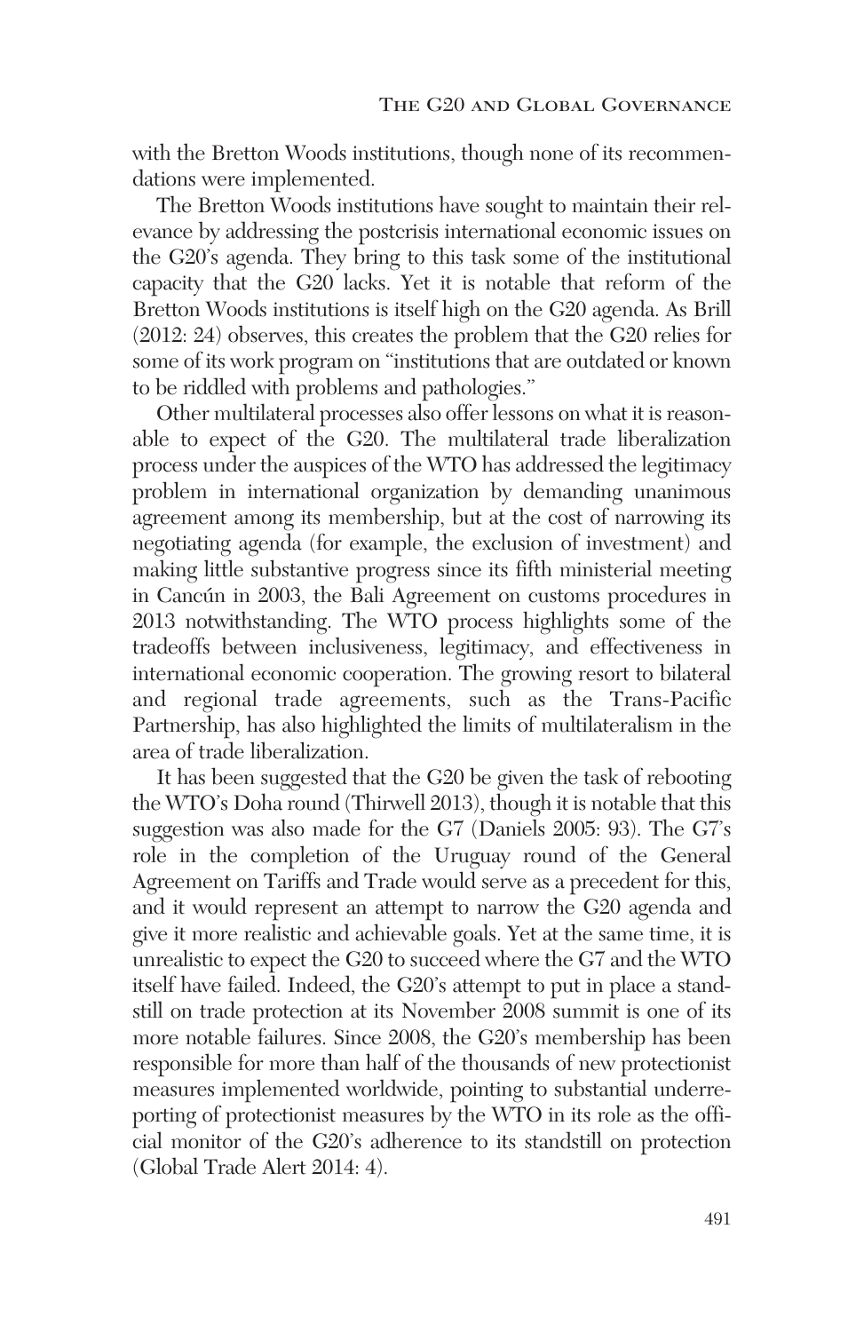with the Bretton Woods institutions, though none of its recommendations were implemented.

The Bretton Woods institutions have sought to maintain their relevance by addressing the postcrisis international economic issues on the G20's agenda. They bring to this task some of the institutional capacity that the G20 lacks. Yet it is notable that reform of the Bretton Woods institutions is itself high on the G20 agenda. As Brill (2012: 24) observes, this creates the problem that the G20 relies for some of its work program on "institutions that are outdated or known to be riddled with problems and pathologies."

Other multilateral processes also offer lessons on what it is reasonable to expect of the G20. The multilateral trade liberalization process under the auspices of the WTO has addressed the legitimacy problem in international organization by demanding unanimous agreement among its membership, but at the cost of narrowing its negotiating agenda (for example, the exclusion of investment) and making little substantive progress since its fifth ministerial meeting in Cancún in 2003, the Bali Agreement on customs procedures in 2013 notwithstanding. The WTO process highlights some of the tradeoffs between inclusiveness, legitimacy, and effectiveness in international economic cooperation. The growing resort to bilateral and regional trade agreements, such as the Trans-Pacific Partnership, has also highlighted the limits of multilateralism in the area of trade liberalization.

It has been suggested that the G20 be given the task of rebooting the WTO's Doha round (Thirwell 2013), though it is notable that this suggestion was also made for the G7 (Daniels 2005: 93). The G7's role in the completion of the Uruguay round of the General Agreement on Tariffs and Trade would serve as a precedent for this, and it would represent an attempt to narrow the G20 agenda and give it more realistic and achievable goals. Yet at the same time, it is unrealistic to expect the G20 to succeed where the G7 and the WTO itself have failed. Indeed, the G20's attempt to put in place a standstill on trade protection at its November 2008 summit is one of its more notable failures. Since 2008, the G20's membership has been responsible for more than half of the thousands of new protectionist measures implemented worldwide, pointing to substantial underreporting of protectionist measures by the WTO in its role as the official monitor of the G20's adherence to its standstill on protection (Global Trade Alert 2014: 4).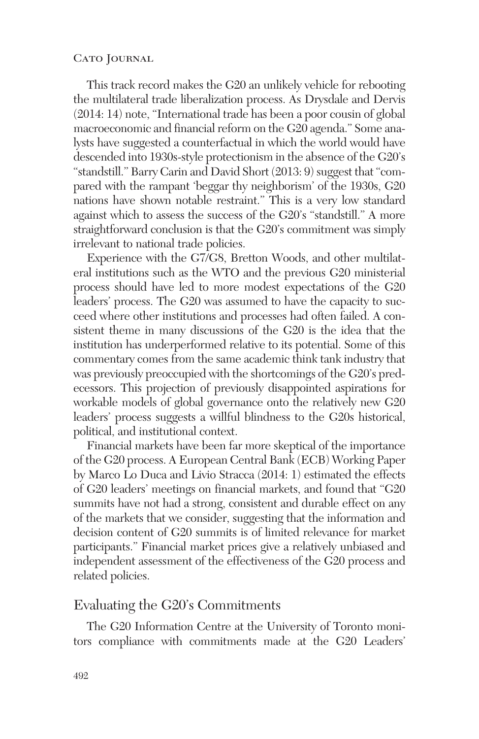This track record makes the G20 an unlikely vehicle for rebooting the multilateral trade liberalization process. As Drysdale and Dervis (2014: 14) note, "International trade has been a poor cousin of global macroeconomic and financial reform on the G20 agenda." Some analysts have suggested a counterfactual in which the world would have descended into 1930s-style protectionism in the absence of the G20's "standstill." Barry Carin and David Short (2013: 9) suggest that "compared with the rampant 'beggar thy neighborism' of the 1930s, G20 nations have shown notable restraint." This is a very low standard against which to assess the success of the G20's "standstill." A more straightforward conclusion is that the G20's commitment was simply irrelevant to national trade policies.

Experience with the G7/G8, Bretton Woods, and other multilateral institutions such as the WTO and the previous G20 ministerial process should have led to more modest expectations of the G20 leaders' process. The G20 was assumed to have the capacity to succeed where other institutions and processes had often failed. A consistent theme in many discussions of the G20 is the idea that the institution has underperformed relative to its potential. Some of this commentary comes from the same academic think tank industry that was previously preoccupied with the shortcomings of the G20's predecessors. This projection of previously disappointed aspirations for workable models of global governance onto the relatively new G20 leaders' process suggests a willful blindness to the G20s historical, political, and institutional context.

Financial markets have been far more skeptical of the importance of the G20 process. A European Central Bank (ECB) Working Paper by Marco Lo Duca and Livio Stracca (2014: 1) estimated the effects of G20 leaders' meetings on financial markets, and found that "G20 summits have not had a strong, consistent and durable effect on any of the markets that we consider, suggesting that the information and decision content of G20 summits is of limited relevance for market participants." Financial market prices give a relatively unbiased and independent assessment of the effectiveness of the G20 process and related policies.

## Evaluating the G20's Commitments

The G20 Information Centre at the University of Toronto monitors compliance with commitments made at the G20 Leaders'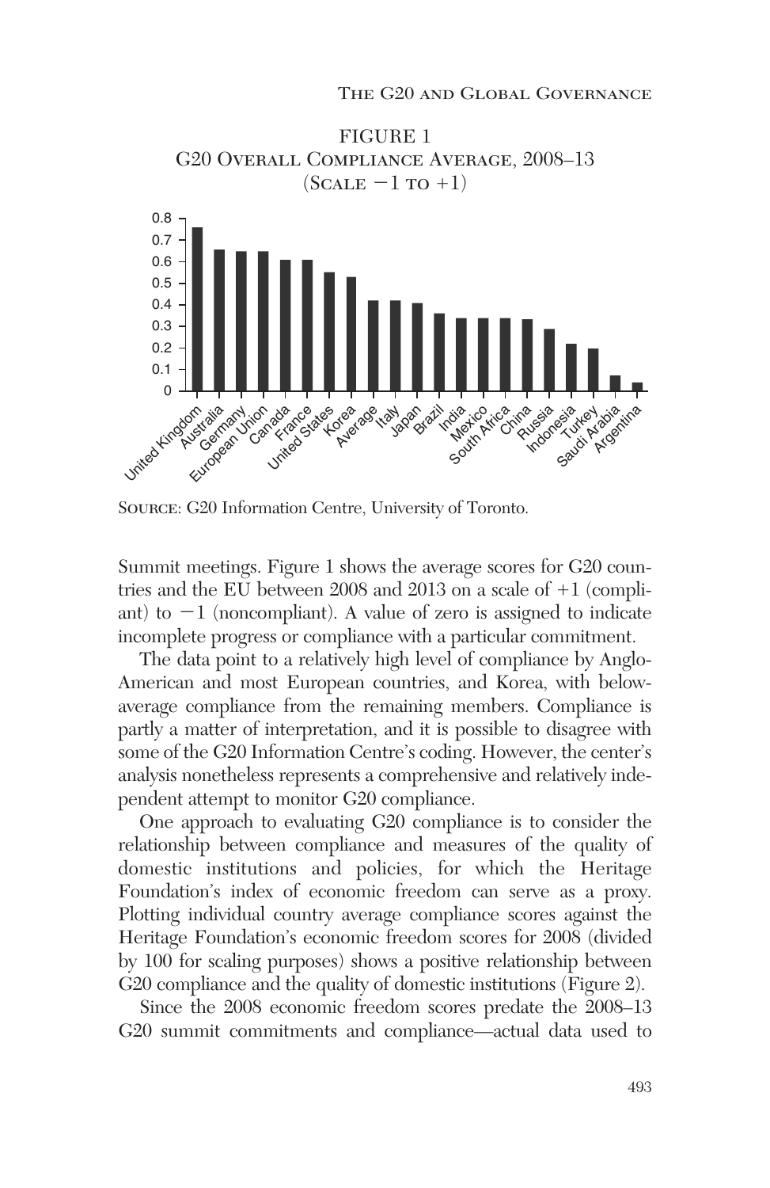FIGURE 1

G20 Overall Compliance Average, 2008–13

(Scale −1 to +1)

Source: G20 Information Centre, University of Toronto.

Summit meetings. Figure 1 shows the average scores for G20 countries and the EU between 2008 and 2013 on a scale of +1 (compliant) to −1 (noncompliant). A value of zero is assigned to indicate incomplete progress or compliance with a particular commitment.

The data point to a relatively high level of compliance by Anglo-American and most European countries, and Korea, with below-average compliance from the remaining members. Compliance is partly a matter of interpretation, and it is possible to disagree with some of the G20 Information Centre's coding. However, the center's analysis nonetheless represents a comprehensive and relatively independent attempt to monitor G20 compliance.

One approach to evaluating G20 compliance is to consider the relationship between compliance and measures of the quality of domestic institutions and policies, for which the Heritage Foundation's index of economic freedom can serve as a proxy. Plotting individual country average compliance scores against the Heritage Foundation's economic freedom scores for 2008 (divided by 100 for scaling purposes) shows a positive relationship between G20 compliance and the quality of domestic institutions (Figure 2).

Since the 2008 economic freedom scores predate the 2008–13 G20 summit commitments and compliance—actual data used to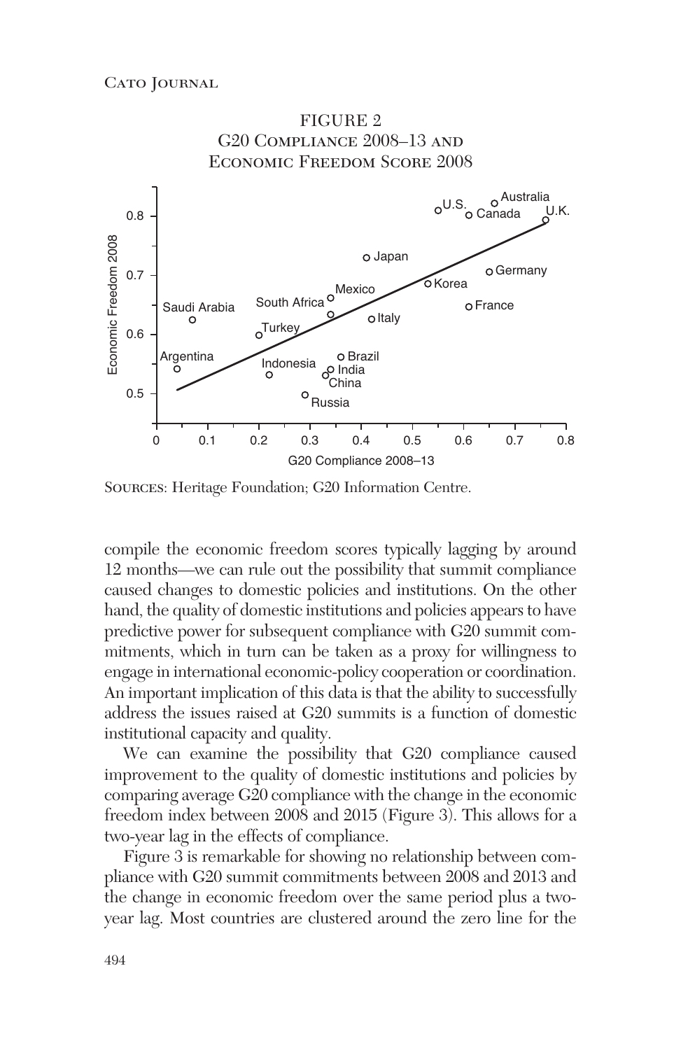FIGURE 2
G20 Compliance 2008–13 and Economic Freedom Score 2008

Sources: Heritage Foundation; G20 Information Centre.

compile the economic freedom scores typically lagging by around 12 months—we can rule out the possibility that summit compliance caused changes to domestic policies and institutions. On the other hand, the quality of domestic institutions and policies appears to have predictive power for subsequent compliance with G20 summit commitments, which in turn can be taken as a proxy for willingness to engage in international economic-policy cooperation or coordination. An important implication of this data is that the ability to successfully address the issues raised at G20 summits is a function of domestic institutional capacity and quality.

We can examine the possibility that G20 compliance caused improvement to the quality of domestic institutions and policies by comparing average G20 compliance with the change in the economic freedom index between 2008 and 2015 (Figure 3). This allows for a two-year lag in the effects of compliance.

Figure 3 is remarkable for showing no relationship between compliance with G20 summit commitments between 2008 and 2013 and the change in economic freedom over the same period plus a two-year lag. Most countries are clustered around the zero line for the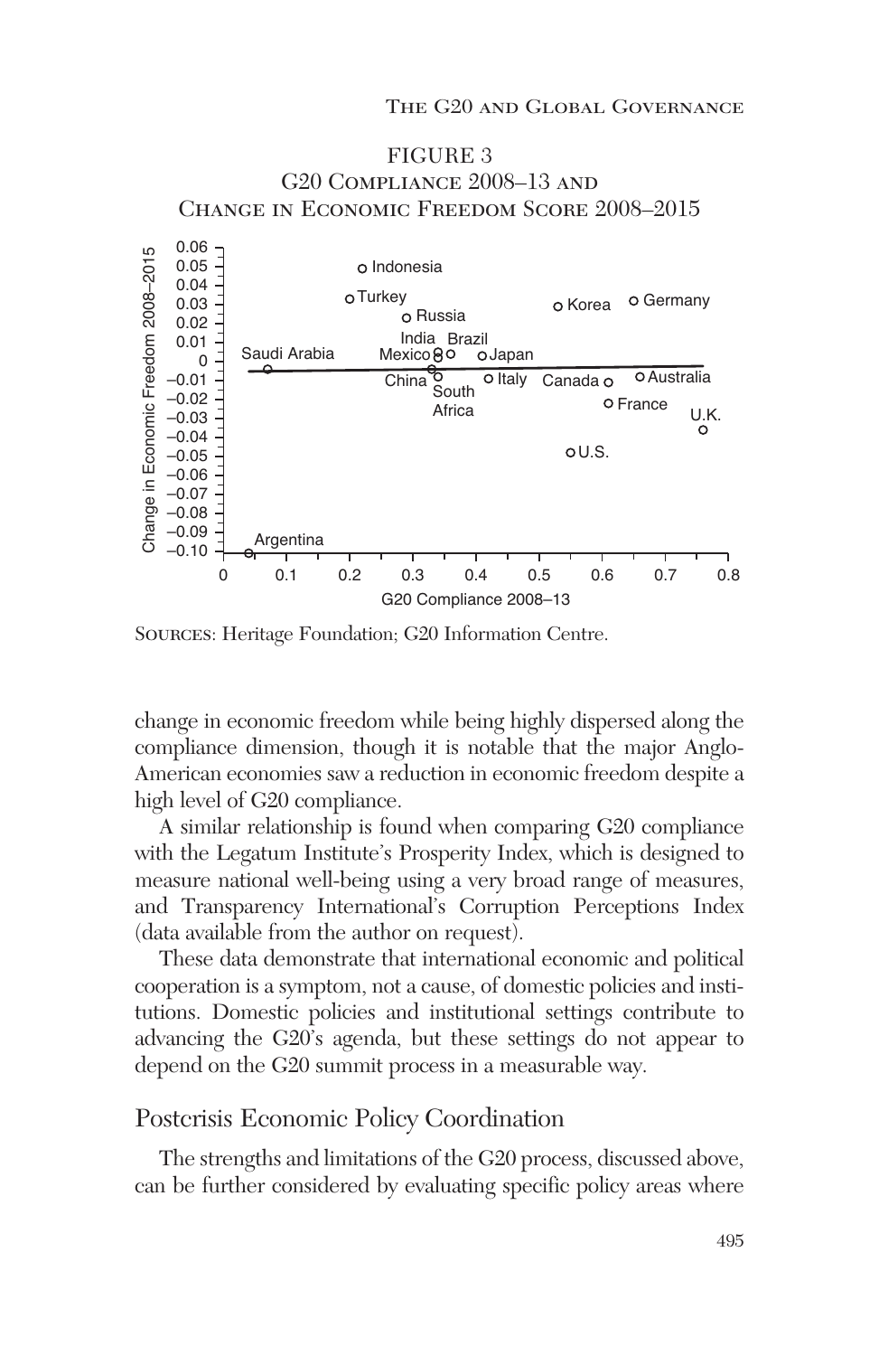FIGURE 3

G20 Compliance 2008–13 and Change in Economic Freedom Score 2008–2015

Sources: Heritage Foundation; G20 Information Centre.

change in economic freedom while being highly dispersed along the compliance dimension, though it is notable that the major Anglo-American economies saw a reduction in economic freedom despite a high level of G20 compliance.

A similar relationship is found when comparing G20 compliance with the Legatum Institute's Prosperity Index, which is designed to measure national well-being using a very broad range of measures, and Transparency International's Corruption Perceptions Index (data available from the author on request).

These data demonstrate that international economic and political cooperation is a symptom, not a cause, of domestic policies and institutions. Domestic policies and institutional settings contribute to advancing the G20's agenda, but these settings do not appear to depend on the G20 summit process in a measurable way.

## Postcrisis Economic Policy Coordination

The strengths and limitations of the G20 process, discussed above, can be further considered by evaluating specific policy areas where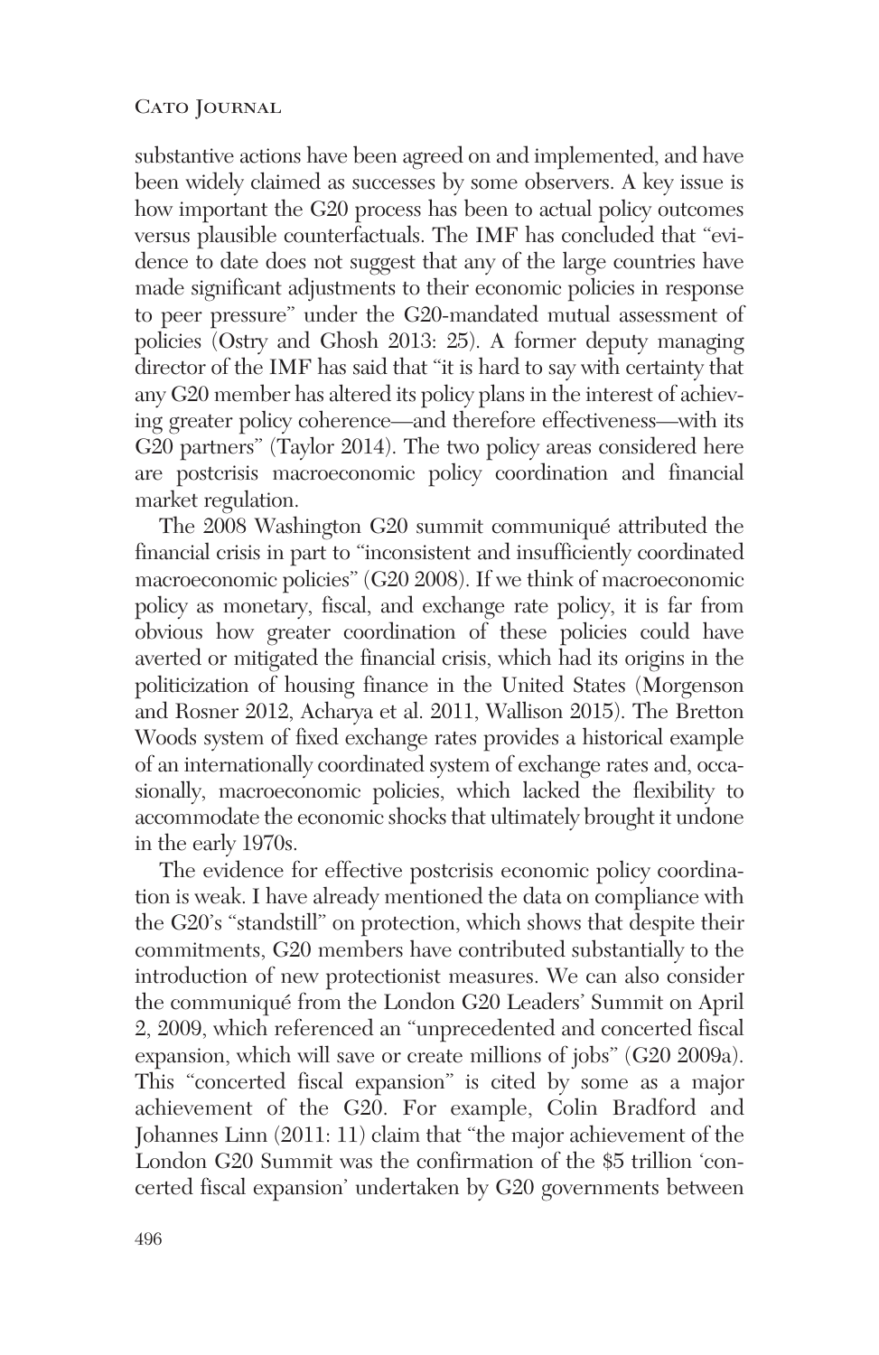substantive actions have been agreed on and implemented, and have been widely claimed as successes by some observers. A key issue is how important the G20 process has been to actual policy outcomes versus plausible counterfactuals. The IMF has concluded that "evidence to date does not suggest that any of the large countries have made significant adjustments to their economic policies in response to peer pressure" under the G20-mandated mutual assessment of policies (Ostry and Ghosh 2013: 25). A former deputy managing director of the IMF has said that "it is hard to say with certainty that any G20 member has altered its policy plans in the interest of achieving greater policy coherence—and therefore effectiveness—with its G20 partners" (Taylor 2014). The two policy areas considered here are postcrisis macroeconomic policy coordination and financial market regulation.

The 2008 Washington G20 summit communiqué attributed the financial crisis in part to "inconsistent and insufficiently coordinated macroeconomic policies" (G20 2008). If we think of macroeconomic policy as monetary, fiscal, and exchange rate policy, it is far from obvious how greater coordination of these policies could have averted or mitigated the financial crisis, which had its origins in the politicization of housing finance in the United States (Morgenson and Rosner 2012, Acharya et al. 2011, Wallison 2015). The Bretton Woods system of fixed exchange rates provides a historical example of an internationally coordinated system of exchange rates and, occasionally, macroeconomic policies, which lacked the flexibility to accommodate the economic shocks that ultimately brought it undone in the early 1970s.

The evidence for effective postcrisis economic policy coordination is weak. I have already mentioned the data on compliance with the G20's "standstill" on protection, which shows that despite their commitments, G20 members have contributed substantially to the introduction of new protectionist measures. We can also consider the communiqué from the London G20 Leaders' Summit on April 2, 2009, which referenced an "unprecedented and concerted fiscal expansion, which will save or create millions of jobs" (G20 2009a). This "concerted fiscal expansion" is cited by some as a major achievement of the G20. For example, Colin Bradford and Johannes Linn (2011: 11) claim that "the major achievement of the London G20 Summit was the confirmation of the $5 trillion 'concerted fiscal expansion' undertaken by G20 governments between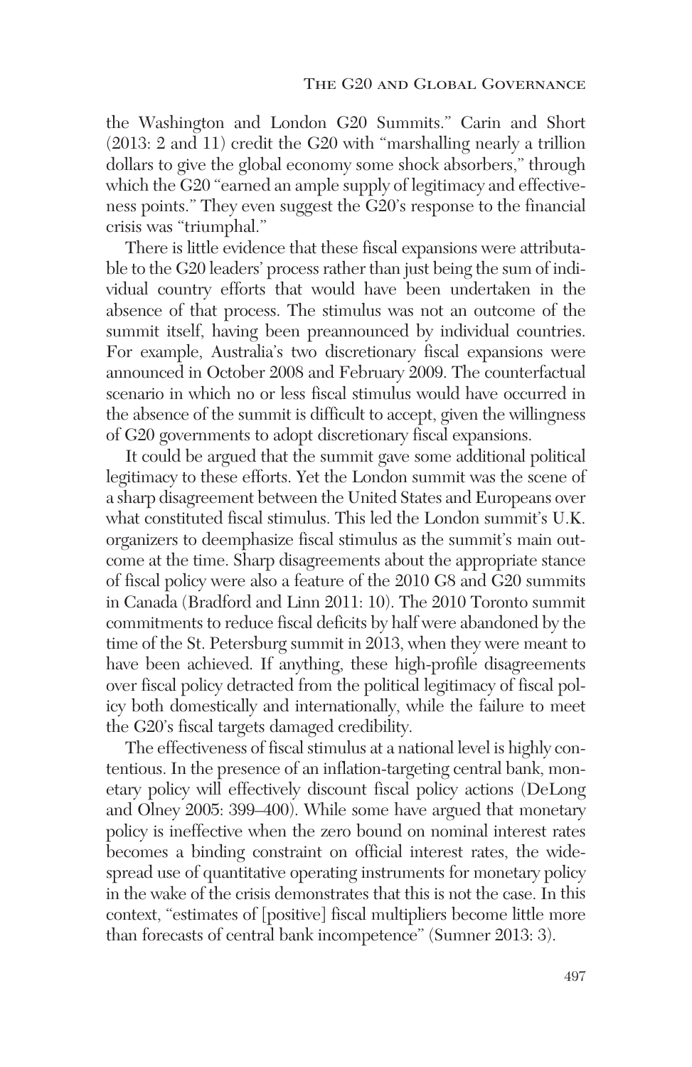the Washington and London G20 Summits." Carin and Short (2013: 2 and 11) credit the G20 with "marshalling nearly a trillion dollars to give the global economy some shock absorbers," through which the G20 "earned an ample supply of legitimacy and effectiveness points." They even suggest the G20's response to the financial crisis was "triumphal."

There is little evidence that these fiscal expansions were attributable to the G20 leaders' process rather than just being the sum of individual country efforts that would have been undertaken in the absence of that process. The stimulus was not an outcome of the summit itself, having been preannounced by individual countries. For example, Australia's two discretionary fiscal expansions were announced in October 2008 and February 2009. The counterfactual scenario in which no or less fiscal stimulus would have occurred in the absence of the summit is difficult to accept, given the willingness of G20 governments to adopt discretionary fiscal expansions.

It could be argued that the summit gave some additional political legitimacy to these efforts. Yet the London summit was the scene of a sharp disagreement between the United States and Europeans over what constituted fiscal stimulus. This led the London summit's U.K. organizers to deemphasize fiscal stimulus as the summit's main outcome at the time. Sharp disagreements about the appropriate stance of fiscal policy were also a feature of the 2010 G8 and G20 summits in Canada (Bradford and Linn 2011: 10). The 2010 Toronto summit commitments to reduce fiscal deficits by half were abandoned by the time of the St. Petersburg summit in 2013, when they were meant to have been achieved. If anything, these high-profile disagreements over fiscal policy detracted from the political legitimacy of fiscal policy both domestically and internationally, while the failure to meet the G20's fiscal targets damaged credibility.

The effectiveness of fiscal stimulus at a national level is highly contentious. In the presence of an inflation-targeting central bank, monetary policy will effectively discount fiscal policy actions (DeLong and Olney 2005: 399–400). While some have argued that monetary policy is ineffective when the zero bound on nominal interest rates becomes a binding constraint on official interest rates, the widespread use of quantitative operating instruments for monetary policy in the wake of the crisis demonstrates that this is not the case. In this context, "estimates of [positive] fiscal multipliers become little more than forecasts of central bank incompetence" (Sumner 2013: 3).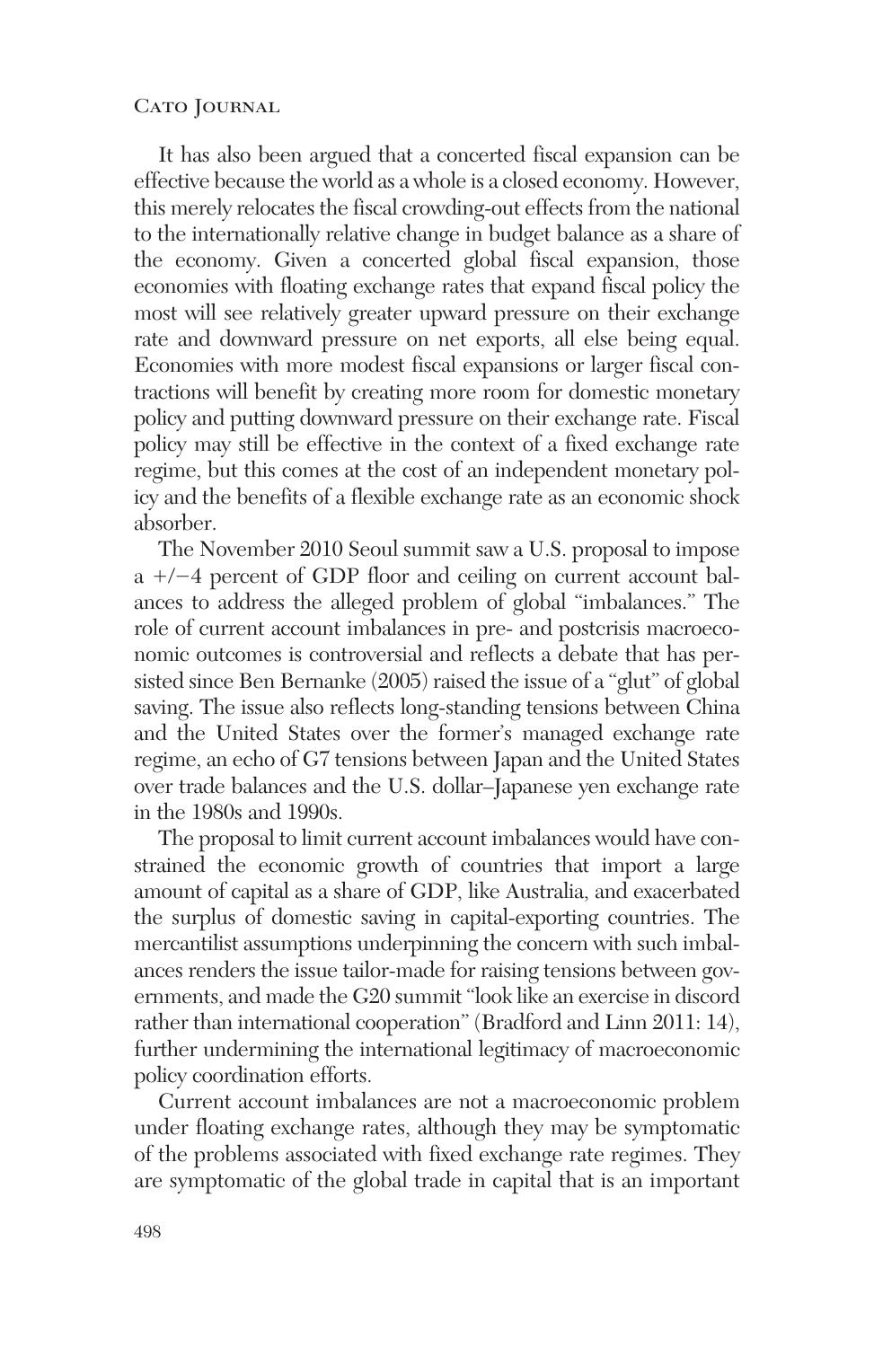It has also been argued that a concerted fiscal expansion can be effective because the world as a whole is a closed economy. However, this merely relocates the fiscal crowding-out effects from the national to the internationally relative change in budget balance as a share of the economy. Given a concerted global fiscal expansion, those economies with floating exchange rates that expand fiscal policy the most will see relatively greater upward pressure on their exchange rate and downward pressure on net exports, all else being equal. Economies with more modest fiscal expansions or larger fiscal contractions will benefit by creating more room for domestic monetary policy and putting downward pressure on their exchange rate. Fiscal policy may still be effective in the context of a fixed exchange rate regime, but this comes at the cost of an independent monetary policy and the benefits of a flexible exchange rate as an economic shock absorber.

The November 2010 Seoul summit saw a U.S. proposal to impose a +/−4 percent of GDP floor and ceiling on current account balances to address the alleged problem of global "imbalances." The role of current account imbalances in pre- and postcrisis macroeconomic outcomes is controversial and reflects a debate that has persisted since Ben Bernanke (2005) raised the issue of a "glut" of global saving. The issue also reflects long-standing tensions between China and the United States over the former's managed exchange rate regime, an echo of G7 tensions between Japan and the United States over trade balances and the U.S. dollar–Japanese yen exchange rate in the 1980s and 1990s.

The proposal to limit current account imbalances would have constrained the economic growth of countries that import a large amount of capital as a share of GDP, like Australia, and exacerbated the surplus of domestic saving in capital-exporting countries. The mercantilist assumptions underpinning the concern with such imbalances renders the issue tailor-made for raising tensions between governments, and made the G20 summit "look like an exercise in discord rather than international cooperation" (Bradford and Linn 2011: 14), further undermining the international legitimacy of macroeconomic policy coordination efforts.

Current account imbalances are not a macroeconomic problem under floating exchange rates, although they may be symptomatic of the problems associated with fixed exchange rate regimes. They are symptomatic of the global trade in capital that is an important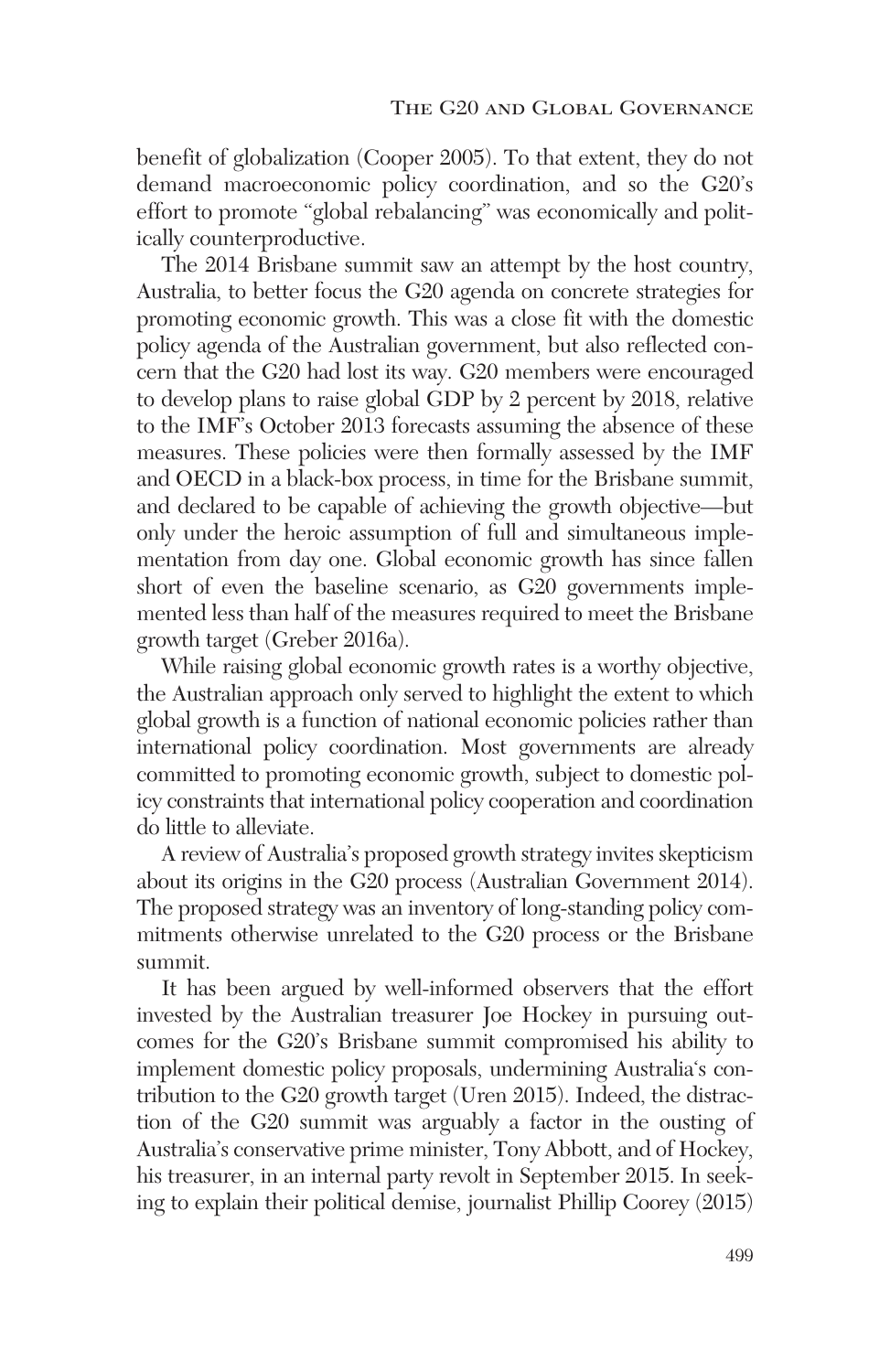benefit of globalization (Cooper 2005). To that extent, they do not demand macroeconomic policy coordination, and so the G20's effort to promote "global rebalancing" was economically and politically counterproductive.

The 2014 Brisbane summit saw an attempt by the host country, Australia, to better focus the G20 agenda on concrete strategies for promoting economic growth. This was a close fit with the domestic policy agenda of the Australian government, but also reflected concern that the G20 had lost its way. G20 members were encouraged to develop plans to raise global GDP by 2 percent by 2018, relative to the IMF's October 2013 forecasts assuming the absence of these measures. These policies were then formally assessed by the IMF and OECD in a black-box process, in time for the Brisbane summit, and declared to be capable of achieving the growth objective—but only under the heroic assumption of full and simultaneous implementation from day one. Global economic growth has since fallen short of even the baseline scenario, as G20 governments implemented less than half of the measures required to meet the Brisbane growth target (Greber 2016a).

While raising global economic growth rates is a worthy objective, the Australian approach only served to highlight the extent to which global growth is a function of national economic policies rather than international policy coordination. Most governments are already committed to promoting economic growth, subject to domestic policy constraints that international policy cooperation and coordination do little to alleviate.

A review of Australia's proposed growth strategy invites skepticism about its origins in the G20 process (Australian Government 2014). The proposed strategy was an inventory of long-standing policy commitments otherwise unrelated to the G20 process or the Brisbane summit.

It has been argued by well-informed observers that the effort invested by the Australian treasurer Joe Hockey in pursuing outcomes for the G20's Brisbane summit compromised his ability to implement domestic policy proposals, undermining Australia's contribution to the G20 growth target (Uren 2015). Indeed, the distraction of the G20 summit was arguably a factor in the ousting of Australia's conservative prime minister, Tony Abbott, and of Hockey, his treasurer, in an internal party revolt in September 2015. In seeking to explain their political demise, journalist Phillip Coorey (2015)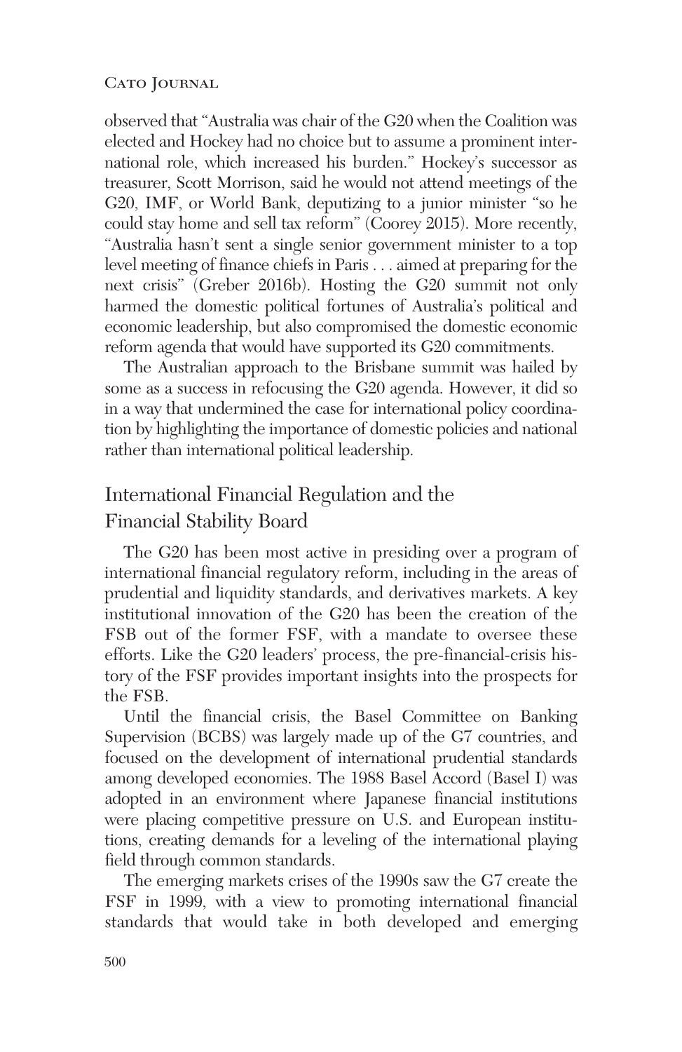observed that "Australia was chair of the G20 when the Coalition was elected and Hockey had no choice but to assume a prominent international role, which increased his burden." Hockey's successor as treasurer, Scott Morrison, said he would not attend meetings of the G20, IMF, or World Bank, deputizing to a junior minister "so he could stay home and sell tax reform" (Coorey 2015). More recently, "Australia hasn't sent a single senior government minister to a top level meeting of finance chiefs in Paris . . . aimed at preparing for the next crisis" (Greber 2016b). Hosting the G20 summit not only harmed the domestic political fortunes of Australia's political and economic leadership, but also compromised the domestic economic reform agenda that would have supported its G20 commitments.

The Australian approach to the Brisbane summit was hailed by some as a success in refocusing the G20 agenda. However, it did so in a way that undermined the case for international policy coordination by highlighting the importance of domestic policies and national rather than international political leadership.

## International Financial Regulation and the Financial Stability Board

The G20 has been most active in presiding over a program of international financial regulatory reform, including in the areas of prudential and liquidity standards, and derivatives markets. A key institutional innovation of the G20 has been the creation of the FSB out of the former FSF, with a mandate to oversee these efforts. Like the G20 leaders' process, the pre-financial-crisis history of the FSF provides important insights into the prospects for the FSB.

Until the financial crisis, the Basel Committee on Banking Supervision (BCBS) was largely made up of the G7 countries, and focused on the development of international prudential standards among developed economies. The 1988 Basel Accord (Basel I) was adopted in an environment where Japanese financial institutions were placing competitive pressure on U.S. and European institutions, creating demands for a leveling of the international playing field through common standards.

The emerging markets crises of the 1990s saw the G7 create the FSF in 1999, with a view to promoting international financial standards that would take in both developed and emerging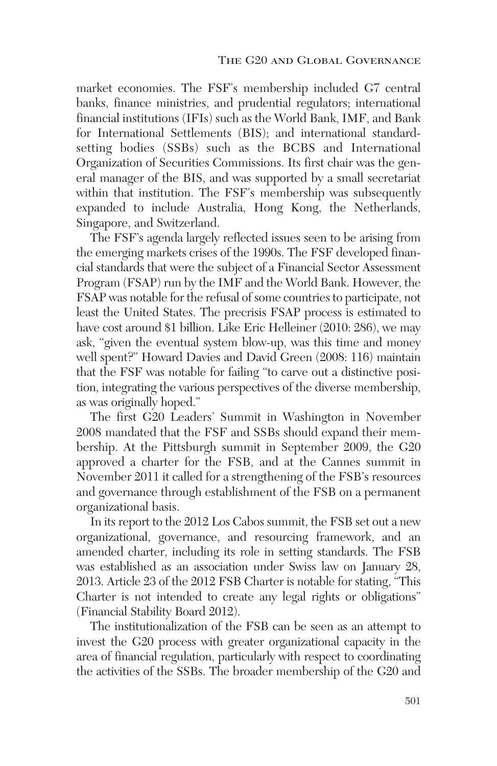market economies. The FSF's membership included G7 central banks, finance ministries, and prudential regulators; international financial institutions (IFIs) such as the World Bank, IMF, and Bank for International Settlements (BIS); and international standard-setting bodies (SSBs) such as the BCBS and International Organization of Securities Commissions. Its first chair was the general manager of the BIS, and was supported by a small secretariat within that institution. The FSF's membership was subsequently expanded to include Australia, Hong Kong, the Netherlands, Singapore, and Switzerland.

The FSF's agenda largely reflected issues seen to be arising from the emerging markets crises of the 1990s. The FSF developed financial standards that were the subject of a Financial Sector Assessment Program (FSAP) run by the IMF and the World Bank. However, the FSAP was notable for the refusal of some countries to participate, not least the United States. The precrisis FSAP process is estimated to have cost around $1 billion. Like Eric Helleiner (2010: 286), we may ask, "given the eventual system blow-up, was this time and money well spent?" Howard Davies and David Green (2008: 116) maintain that the FSF was notable for failing "to carve out a distinctive position, integrating the various perspectives of the diverse membership, as was originally hoped."

The first G20 Leaders' Summit in Washington in November 2008 mandated that the FSF and SSBs should expand their membership. At the Pittsburgh summit in September 2009, the G20 approved a charter for the FSB, and at the Cannes summit in November 2011 it called for a strengthening of the FSB's resources and governance through establishment of the FSB on a permanent organizational basis.

In its report to the 2012 Los Cabos summit, the FSB set out a new organizational, governance, and resourcing framework, and an amended charter, including its role in setting standards. The FSB was established as an association under Swiss law on January 28, 2013. Article 23 of the 2012 FSB Charter is notable for stating, "This Charter is not intended to create any legal rights or obligations" (Financial Stability Board 2012).

The institutionalization of the FSB can be seen as an attempt to invest the G20 process with greater organizational capacity in the area of financial regulation, particularly with respect to coordinating the activities of the SSBs. The broader membership of the G20 and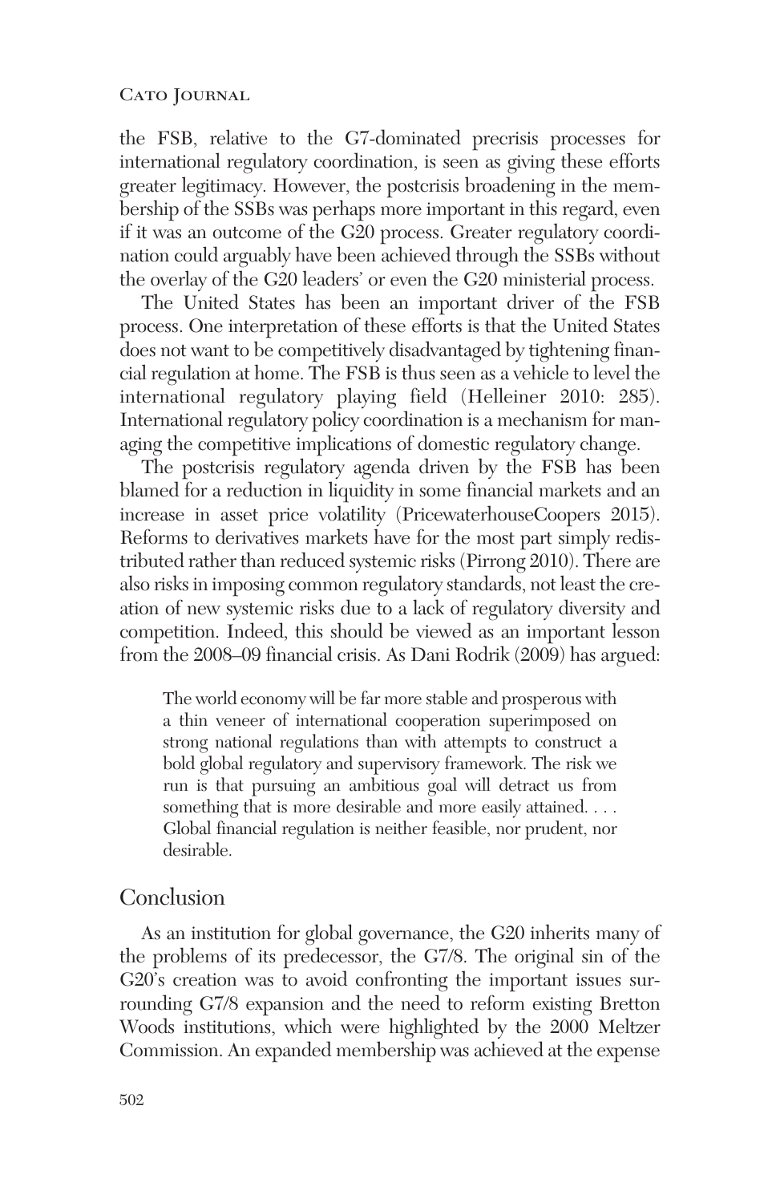the FSB, relative to the G7-dominated precrisis processes for international regulatory coordination, is seen as giving these efforts greater legitimacy. However, the postcrisis broadening in the membership of the SSBs was perhaps more important in this regard, even if it was an outcome of the G20 process. Greater regulatory coordination could arguably have been achieved through the SSBs without the overlay of the G20 leaders' or even the G20 ministerial process.

The United States has been an important driver of the FSB process. One interpretation of these efforts is that the United States does not want to be competitively disadvantaged by tightening financial regulation at home. The FSB is thus seen as a vehicle to level the international regulatory playing field (Helleiner 2010: 285). International regulatory policy coordination is a mechanism for managing the competitive implications of domestic regulatory change.

The postcrisis regulatory agenda driven by the FSB has been blamed for a reduction in liquidity in some financial markets and an increase in asset price volatility (PricewaterhouseCoopers 2015). Reforms to derivatives markets have for the most part simply redistributed rather than reduced systemic risks (Pirrong 2010). There are also risks in imposing common regulatory standards, not least the creation of new systemic risks due to a lack of regulatory diversity and competition. Indeed, this should be viewed as an important lesson from the 2008–09 financial crisis. As Dani Rodrik (2009) has argued:

> The world economy will be far more stable and prosperous with a thin veneer of international cooperation superimposed on strong national regulations than with attempts to construct a bold global regulatory and supervisory framework. The risk we run is that pursuing an ambitious goal will detract us from something that is more desirable and more easily attained. . . . Global financial regulation is neither feasible, nor prudent, nor desirable.

## Conclusion

As an institution for global governance, the G20 inherits many of the problems of its predecessor, the G7/8. The original sin of the G20's creation was to avoid confronting the important issues surrounding G7/8 expansion and the need to reform existing Bretton Woods institutions, which were highlighted by the 2000 Meltzer Commission. An expanded membership was achieved at the expense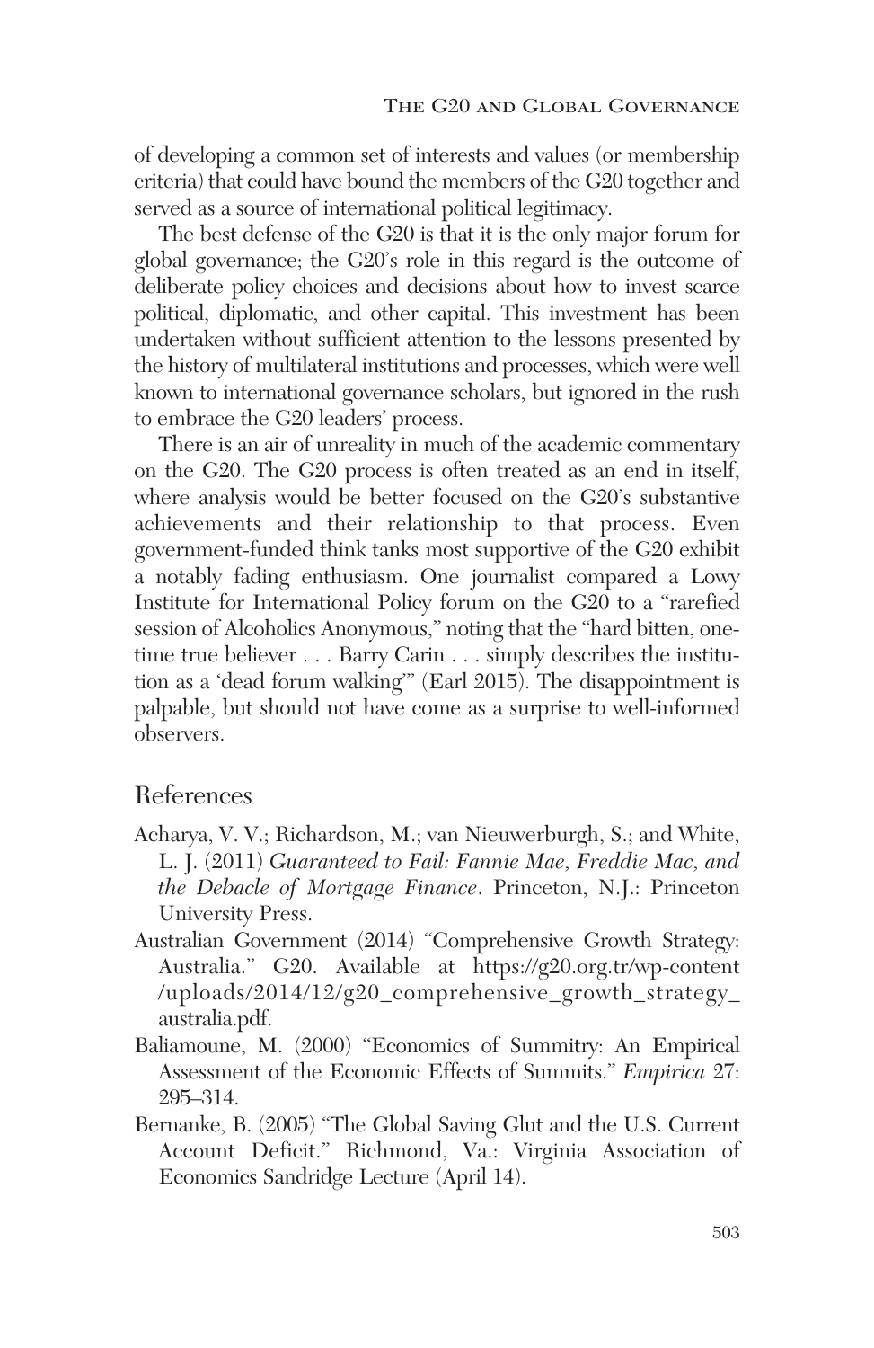of developing a common set of interests and values (or membership criteria) that could have bound the members of the G20 together and served as a source of international political legitimacy.

The best defense of the G20 is that it is the only major forum for global governance; the G20's role in this regard is the outcome of deliberate policy choices and decisions about how to invest scarce political, diplomatic, and other capital. This investment has been undertaken without sufficient attention to the lessons presented by the history of multilateral institutions and processes, which were well known to international governance scholars, but ignored in the rush to embrace the G20 leaders' process.

There is an air of unreality in much of the academic commentary on the G20. The G20 process is often treated as an end in itself, where analysis would be better focused on the G20's substantive achievements and their relationship to that process. Even government-funded think tanks most supportive of the G20 exhibit a notably fading enthusiasm. One journalist compared a Lowy Institute for International Policy forum on the G20 to a "rarefied session of Alcoholics Anonymous," noting that the "hard bitten, one-time true believer . . . Barry Carin . . . simply describes the institution as a 'dead forum walking'" (Earl 2015). The disappointment is palpable, but should not have come as a surprise to well-informed observers.

## References

Acharya, V. V.; Richardson, M.; van Nieuwerburgh, S.; and White, L. J. (2011) *Guaranteed to Fail: Fannie Mae, Freddie Mac, and the Debacle of Mortgage Finance*. Princeton, N.J.: Princeton University Press.

Australian Government (2014) "Comprehensive Growth Strategy: Australia." G20. Available at https://g20.org.tr/wp-content/uploads/2014/12/g20_comprehensive_growth_strategy_australia.pdf.

Baliamoune, M. (2000) "Economics of Summitry: An Empirical Assessment of the Economic Effects of Summits." *Empirica* 27: 295–314.

Bernanke, B. (2005) "The Global Saving Glut and the U.S. Current Account Deficit." Richmond, Va.: Virginia Association of Economics Sandridge Lecture (April 14).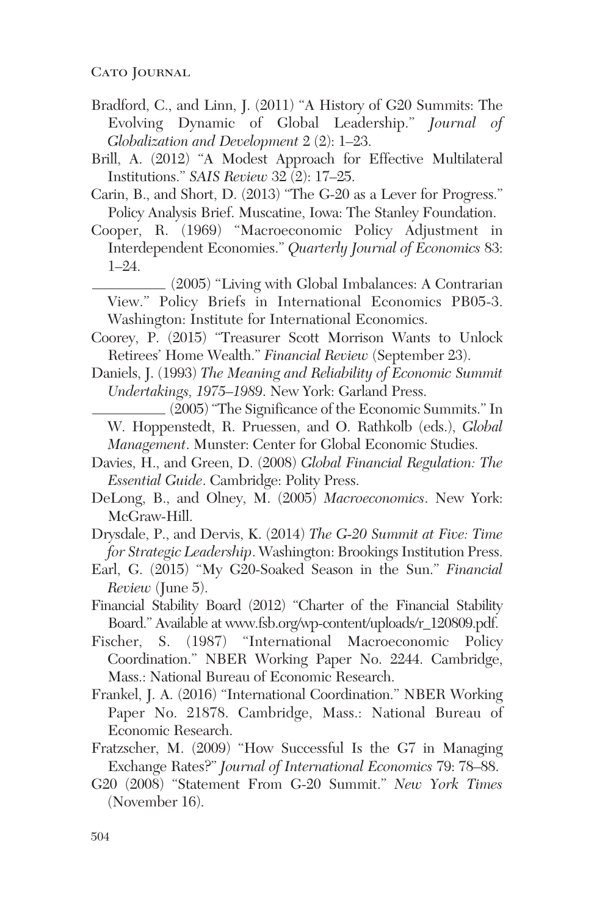Bradford, C., and Linn, J. (2011) "A History of G20 Summits: The Evolving Dynamic of Global Leadership." *Journal of Globalization and Development* 2 (2): 1–23.

Brill, A. (2012) "A Modest Approach for Effective Multilateral Institutions." *SAIS Review* 32 (2): 17–25.

Carin, B., and Short, D. (2013) "The G-20 as a Lever for Progress." Policy Analysis Brief. Muscatine, Iowa: The Stanley Foundation.

Cooper, R. (1969) "Macroeconomic Policy Adjustment in Interdependent Economies." *Quarterly Journal of Economics* 83: 1–24.

__________ (2005) "Living with Global Imbalances: A Contrarian View." Policy Briefs in International Economics PB05-3. Washington: Institute for International Economics.

Coorey, P. (2015) "Treasurer Scott Morrison Wants to Unlock Retirees' Home Wealth." *Financial Review* (September 23).

Daniels, J. (1993) *The Meaning and Reliability of Economic Summit Undertakings, 1975–1989*. New York: Garland Press.

__________ (2005) "The Significance of the Economic Summits." In W. Hoppenstedt, R. Pruessen, and O. Rathkolb (eds.), *Global Management*. Munster: Center for Global Economic Studies.

Davies, H., and Green, D. (2008) *Global Financial Regulation: The Essential Guide*. Cambridge: Polity Press.

DeLong, B., and Olney, M. (2005) *Macroeconomics*. New York: McGraw-Hill.

Drysdale, P., and Dervis, K. (2014) *The G-20 Summit at Five: Time for Strategic Leadership*. Washington: Brookings Institution Press.

Earl, G. (2015) "My G20-Soaked Season in the Sun." *Financial Review* (June 5).

Financial Stability Board (2012) "Charter of the Financial Stability Board." Available at www.fsb.org/wp-content/uploads/r_120809.pdf.

Fischer, S. (1987) "International Macroeconomic Policy Coordination." NBER Working Paper No. 2244. Cambridge, Mass.: National Bureau of Economic Research.

Frankel, J. A. (2016) "International Coordination." NBER Working Paper No. 21878. Cambridge, Mass.: National Bureau of Economic Research.

Fratzscher, M. (2009) "How Successful Is the G7 in Managing Exchange Rates?" *Journal of International Economics* 79: 78–88.

G20 (2008) "Statement From G-20 Summit." *New York Times* (November 16).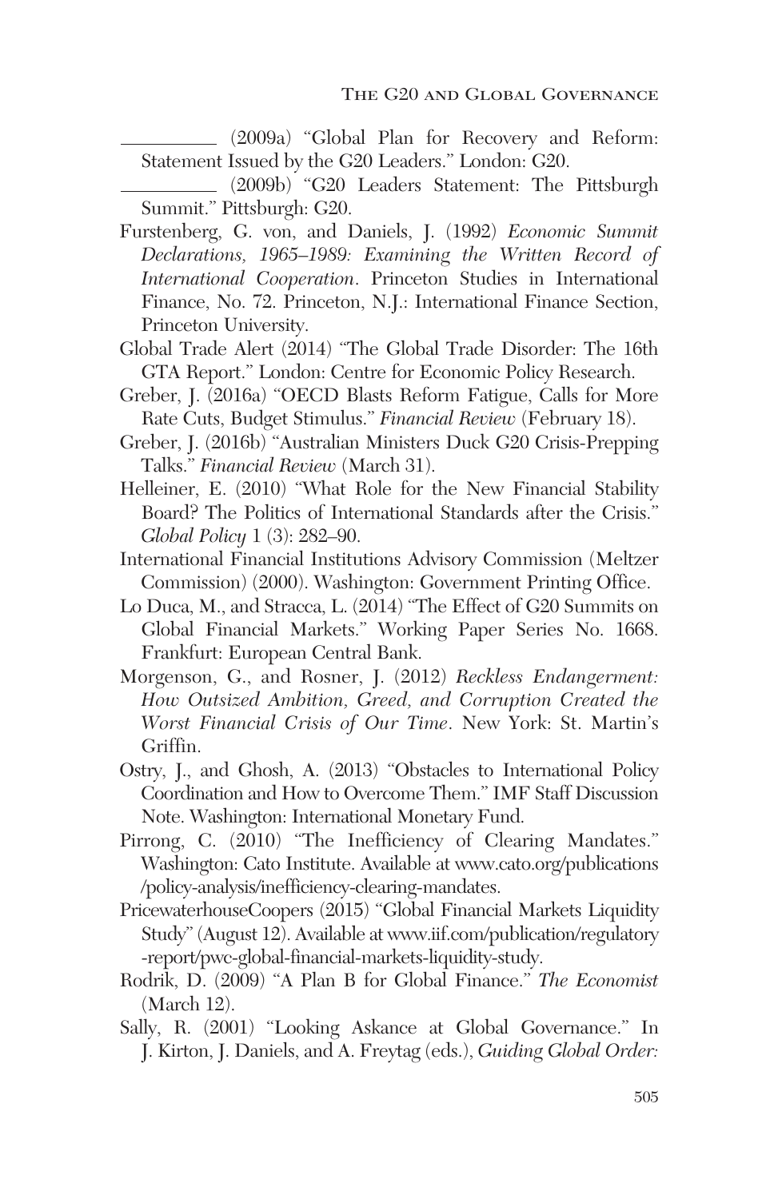__________ (2009a) "Global Plan for Recovery and Reform: Statement Issued by the G20 Leaders." London: G20.

__________ (2009b) "G20 Leaders Statement: The Pittsburgh Summit." Pittsburgh: G20.

Furstenberg, G. von, and Daniels, J. (1992) *Economic Summit Declarations, 1965–1989: Examining the Written Record of International Cooperation*. Princeton Studies in International Finance, No. 72. Princeton, N.J.: International Finance Section, Princeton University.

Global Trade Alert (2014) "The Global Trade Disorder: The 16th GTA Report." London: Centre for Economic Policy Research.

Greber, J. (2016a) "OECD Blasts Reform Fatigue, Calls for More Rate Cuts, Budget Stimulus." *Financial Review* (February 18).

Greber, J. (2016b) "Australian Ministers Duck G20 Crisis-Prepping Talks." *Financial Review* (March 31).

Helleiner, E. (2010) "What Role for the New Financial Stability Board? The Politics of International Standards after the Crisis." *Global Policy* 1 (3): 282–90.

International Financial Institutions Advisory Commission (Meltzer Commission) (2000). Washington: Government Printing Office.

Lo Duca, M., and Stracca, L. (2014) "The Effect of G20 Summits on Global Financial Markets." Working Paper Series No. 1668. Frankfurt: European Central Bank.

Morgenson, G., and Rosner, J. (2012) *Reckless Endangerment: How Outsized Ambition, Greed, and Corruption Created the Worst Financial Crisis of Our Time*. New York: St. Martin's Griffin.

Ostry, J., and Ghosh, A. (2013) "Obstacles to International Policy Coordination and How to Overcome Them." IMF Staff Discussion Note. Washington: International Monetary Fund.

Pirrong, C. (2010) "The Inefficiency of Clearing Mandates." Washington: Cato Institute. Available at www.cato.org/publications/policy-analysis/inefficiency-clearing-mandates.

PricewaterhouseCoopers (2015) "Global Financial Markets Liquidity Study" (August 12). Available at www.iif.com/publication/regulatory-report/pwc-global-financial-markets-liquidity-study.

Rodrik, D. (2009) "A Plan B for Global Finance." *The Economist* (March 12).

Sally, R. (2001) "Looking Askance at Global Governance." In J. Kirton, J. Daniels, and A. Freytag (eds.), *Guiding Global Order:*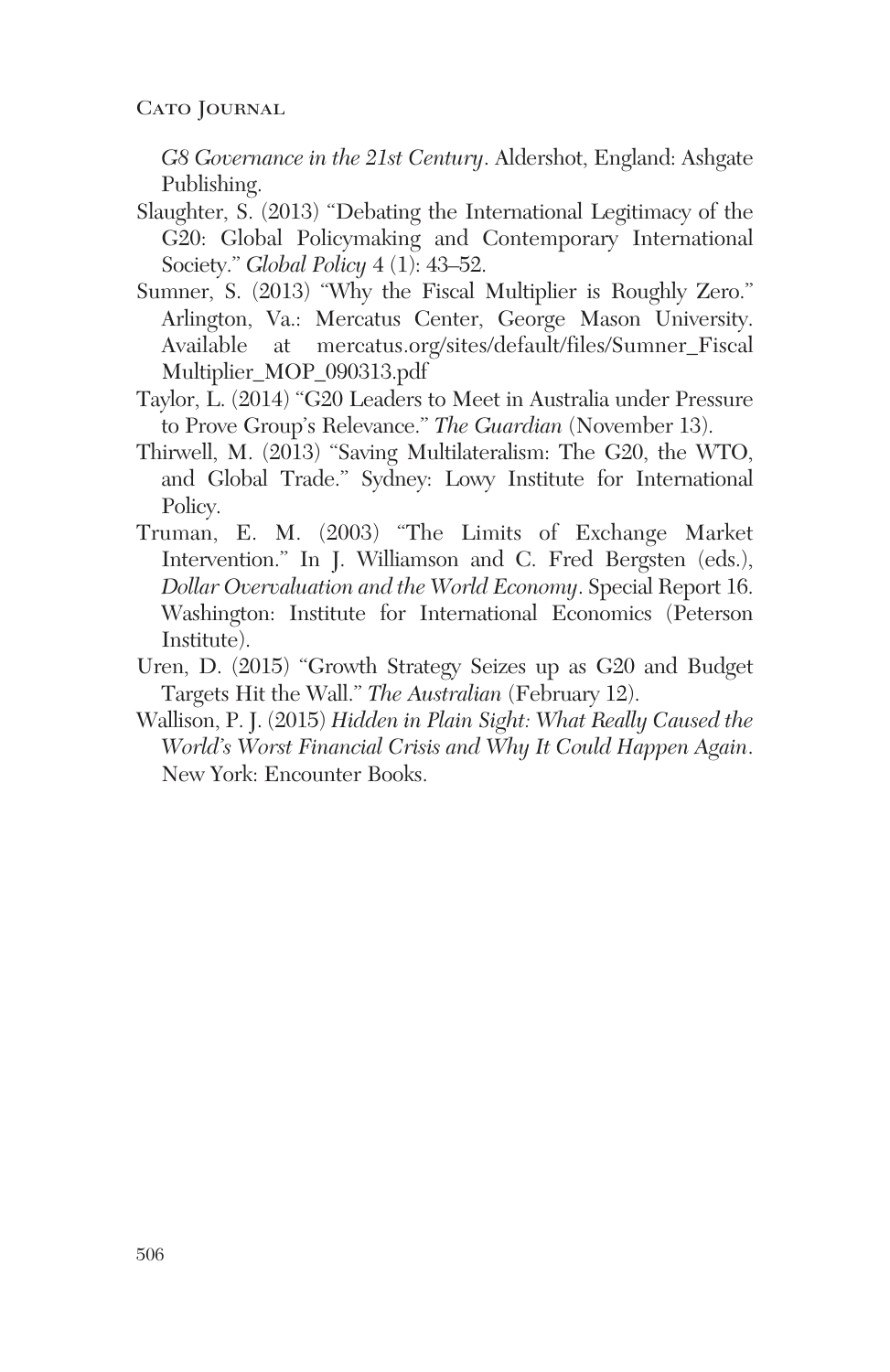*G8 Governance in the 21st Century*. Aldershot, England: Ashgate Publishing.

Slaughter, S. (2013) "Debating the International Legitimacy of the G20: Global Policymaking and Contemporary International Society." *Global Policy* 4 (1): 43–52.

Sumner, S. (2013) "Why the Fiscal Multiplier is Roughly Zero." Arlington, Va.: Mercatus Center, George Mason University. Available at mercatus.org/sites/default/files/Sumner_Fiscal Multiplier_MOP_090313.pdf

Taylor, L. (2014) "G20 Leaders to Meet in Australia under Pressure to Prove Group's Relevance." *The Guardian* (November 13).

Thirwell, M. (2013) "Saving Multilateralism: The G20, the WTO, and Global Trade." Sydney: Lowy Institute for International Policy.

Truman, E. M. (2003) "The Limits of Exchange Market Intervention." In J. Williamson and C. Fred Bergsten (eds.), *Dollar Overvaluation and the World Economy*. Special Report 16. Washington: Institute for International Economics (Peterson Institute).

Uren, D. (2015) "Growth Strategy Seizes up as G20 and Budget Targets Hit the Wall." *The Australian* (February 12).

Wallison, P. J. (2015) *Hidden in Plain Sight: What Really Caused the World's Worst Financial Crisis and Why It Could Happen Again*. New York: Encounter Books.